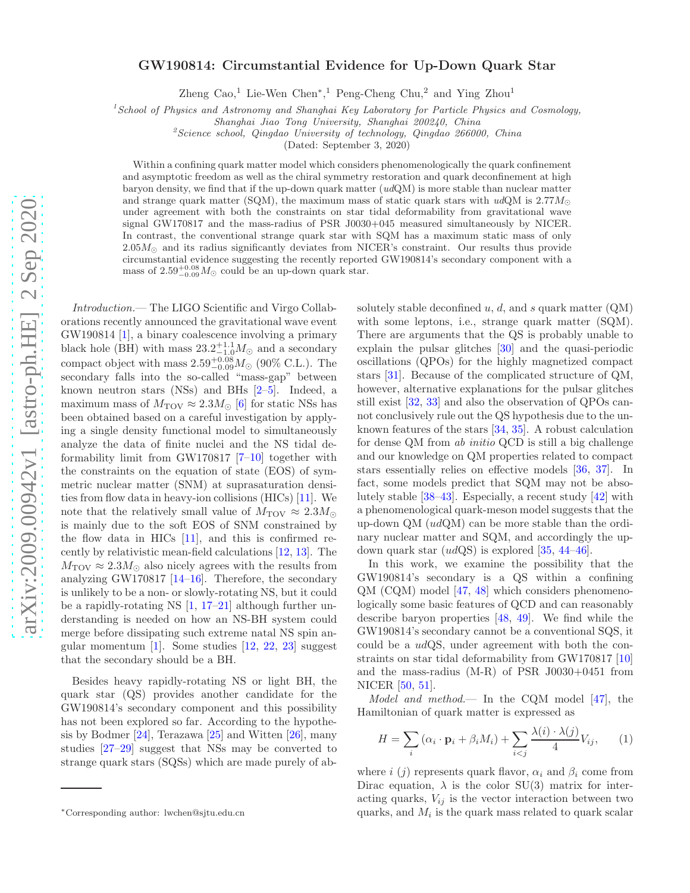# GW190814: Circumstantial Evidence for Up-Down Quark Star

Zheng Cao,[1] Lie-Wen Chen*,[1] Peng-Cheng Chu,[2] and Ying Zhou[1]

[1] *School of Physics and Astronomy and Shanghai Key Laboratory for Particle Physics and Cosmology, Shanghai Jiao Tong University, Shanghai 200240, China*

[2] *Science school, Qingdao University of technology, Qingdao 266000, China*

(Dated: September 3, 2020)

Within a confining quark matter model which considers phenomenologically the quark confinement and asymptotic freedom as well as the chiral symmetry restoration and quark deconfinement at high baryon density, we find that if the up-down quark matter ($ud$QM) is more stable than nuclear matter and strange quark matter (SQM), the maximum mass of static quark stars with $ud$QM is $2.77M_{\odot}$ under agreement with both the constraints on star tidal deformability from gravitational wave signal GW170817 and the mass-radius of PSR J0030+045 measured simultaneously by NICER. In contrast, the conventional strange quark star with SQM has a maximum static mass of only $2.05M_{\odot}$ and its radius significantly deviates from NICER's constraint. Our results thus provide circumstantial evidence suggesting the recently reported GW190814's secondary component with a mass of $2.59^{+0.08}_{-0.09}M_{\odot}$ could be an up-down quark star.

*Introduction.*— The LIGO Scientific and Virgo Collaborations recently announced the gravitational wave event GW190814 [1], a binary coalescence involving a primary black hole (BH) with mass $23.2^{+1.1}_{-1.0}M_{\odot}$ and a secondary compact object with mass $2.59^{+0.08}_{-0.09}M_{\odot}$ (90% C.L.). The secondary falls into the so-called "mass-gap" between known neutron stars (NSs) and BHs [2–5]. Indeed, a maximum mass of $M_{\rm TOV} \approx 2.3M_{\odot}$ [6] for static NSs has been obtained based on a careful investigation by applying a single density functional model to simultaneously analyze the data of finite nuclei and the NS tidal deformability limit from GW170817 [7–10] together with the constraints on the equation of state (EOS) of symmetric nuclear matter (SNM) at suprasaturation densities from flow data in heavy-ion collisions (HICs) [11]. We note that the relatively small value of $M_{\rm TOV} \approx 2.3M_{\odot}$ is mainly due to the soft EOS of SNM constrained by the flow data in HICs [11], and this is confirmed recently by relativistic mean-field calculations [12, 13]. The $M_{\rm TOV} \approx 2.3M_{\odot}$ also nicely agrees with the results from analyzing GW170817 [14–16]. Therefore, the secondary is unlikely to be a non- or slowly-rotating NS, but it could be a rapidly-rotating NS [1, 17–21] although further understanding is needed on how an NS-BH system could merge before dissipating such extreme natal NS spin angular momentum [1]. Some studies [12, 22, 23] suggest that the secondary should be a BH.

Besides heavy rapidly-rotating NS or light BH, the quark star (QS) provides another candidate for the GW190814's secondary component and this possibility has not been explored so far. According to the hypothesis by Bodmer [24], Terazawa [25] and Witten [26], many studies [27–29] suggest that NSs may be converted to strange quark stars (SQSs) which are made purely of absolutely stable deconfined $u$, $d$, and $s$ quark matter (QM) with some leptons, i.e., strange quark matter (SQM). There are arguments that the QS is probably unable to explain the pulsar glitches [30] and the quasi-periodic oscillations (QPOs) for the highly magnetized compact stars [31]. Because of the complicated structure of QM, however, alternative explanations for the pulsar glitches still exist [32, 33] and also the observation of QPOs cannot conclusively rule out the QS hypothesis due to the unknown features of the stars [34, 35]. A robust calculation for dense QM from *ab initio* QCD is still a big challenge and our knowledge on QM properties related to compact stars essentially relies on effective models [36, 37]. In fact, some models predict that SQM may not be absolutely stable [38–43]. Especially, a recent study [42] with a phenomenological quark-meson model suggests that the up-down QM ($ud$QM) can be more stable than the ordinary nuclear matter and SQM, and accordingly the up-down quark star ($ud$QS) is explored [35, 44–46].

In this work, we examine the possibility that the GW190814's secondary is a QS within a confining QM (CQM) model [47, 48] which considers phenomenologically some basic features of QCD and can reasonably describe baryon properties [48, 49]. We find while the GW190814's secondary cannot be a conventional SQS, it could be a $ud$QS, under agreement with both the constraints on star tidal deformability from GW170817 [10] and the mass-radius (M-R) of PSR J0030+0451 from NICER [50, 51].

*Model and method.*— In the CQM model [47], the Hamiltonian of quark matter is expressed as

$$H = \sum_i (\alpha_i \cdot \mathbf{p}_i + \beta_i M_i) + \sum_{i<j} \frac{\lambda(i) \cdot \lambda(j)}{4} V_{ij}, \qquad (1)$$

where $i$ ($j$) represents quark flavor, $\alpha_i$ and $\beta_i$ come from Dirac equation, $\lambda$ is the color SU(3) matrix for interacting quarks, $V_{ij}$ is the vector interaction between two quarks, and $M_i$ is the quark mass related to quark scalar

*Corresponding author: lwchen@sjtu.edu.cn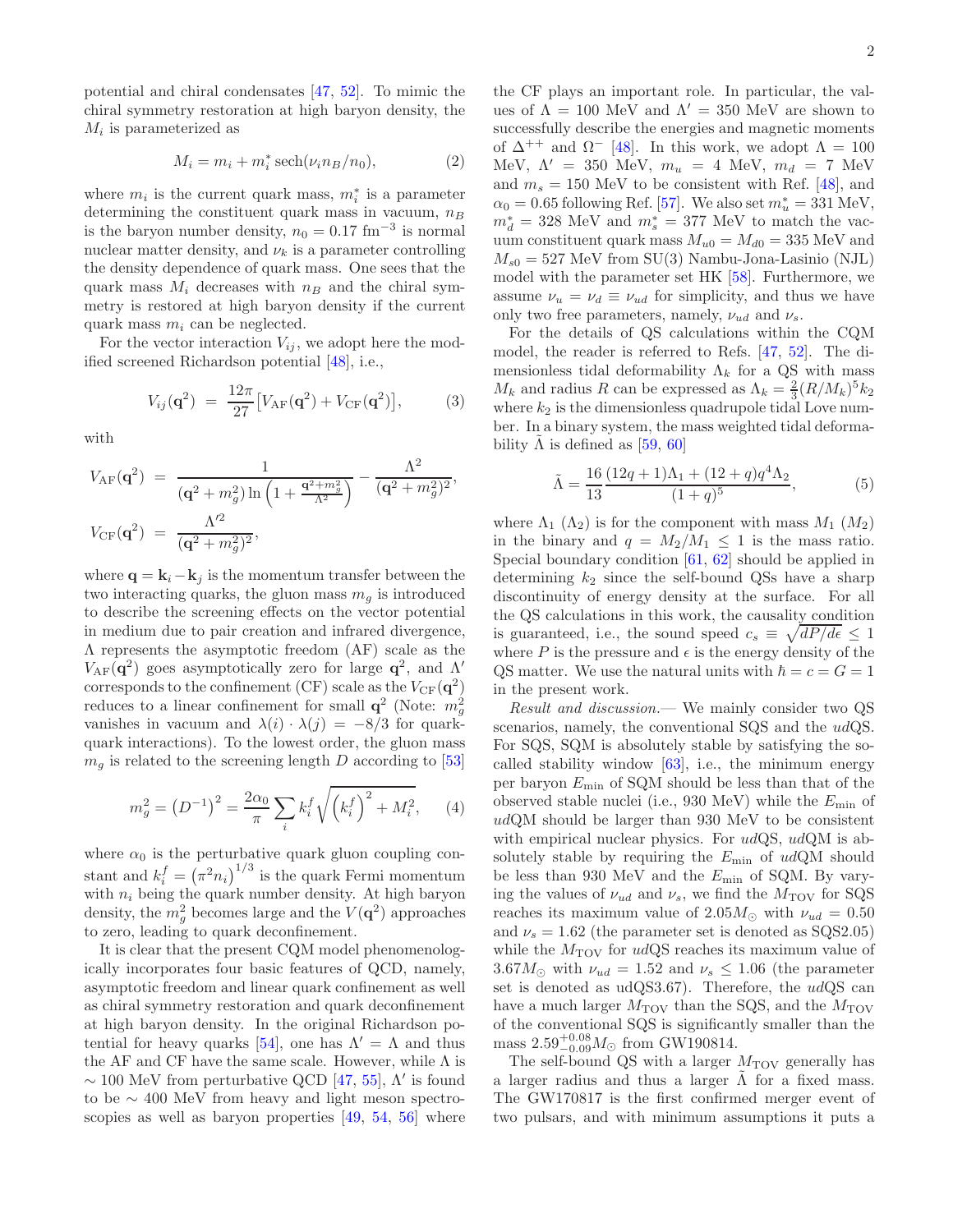potential and chiral condensates [47, 52]. To mimic the chiral symmetry restoration at high baryon density, the $M_i$ is parameterized as

$$M_i = m_i + m_i^* \,\mathrm{sech}(\nu_i n_B/n_0), \tag{2}$$

where $m_i$ is the current quark mass, $m_i^*$ is a parameter determining the constituent quark mass in vacuum, $n_B$ is the baryon number density, $n_0 = 0.17$ fm$^{-3}$ is normal nuclear matter density, and $\nu_k$ is a parameter controlling the density dependence of quark mass. One sees that the quark mass $M_i$ decreases with $n_B$ and the chiral symmetry is restored at high baryon density if the current quark mass $m_i$ can be neglected.

For the vector interaction $V_{ij}$, we adopt here the modified screened Richardson potential [48], i.e.,

$$V_{ij}(\mathbf{q}^2) \;=\; \frac{12\pi}{27}\big[V_{\mathrm{AF}}(\mathbf{q}^2) + V_{\mathrm{CF}}(\mathbf{q}^2)\big], \tag{3}$$

with

$$V_{\mathrm{AF}}(\mathbf{q}^2) \;=\; \frac{1}{(\mathbf{q}^2+m_g^2)\ln\left(1+\frac{\mathbf{q}^2+m_g^2}{\Lambda^2}\right)} - \frac{\Lambda^2}{(\mathbf{q}^2+m_g^2)^2},$$

$$V_{\mathrm{CF}}(\mathbf{q}^2) \;=\; \frac{\Lambda'^2}{(\mathbf{q}^2+m_g^2)^2},$$

where $\mathbf{q} = \mathbf{k}_i - \mathbf{k}_j$ is the momentum transfer between the two interacting quarks, the gluon mass $m_g$ is introduced to describe the screening effects on the vector potential in medium due to pair creation and infrared divergence, $\Lambda$ represents the asymptotic freedom (AF) scale as the $V_{\mathrm{AF}}(\mathbf{q}^2)$ goes asymptotically zero for large $\mathbf{q}^2$, and $\Lambda'$ corresponds to the confinement (CF) scale as the $V_{\mathrm{CF}}(\mathbf{q}^2)$ reduces to a linear confinement for small $\mathbf{q}^2$ (Note: $m_g^2$ vanishes in vacuum and $\lambda(i)\cdot\lambda(j) = -8/3$ for quark-quark interactions). To the lowest order, the gluon mass $m_g$ is related to the screening length $D$ according to [53]

$$m_g^2 = \left(D^{-1}\right)^2 = \frac{2\alpha_0}{\pi}\sum_i k_i^f\sqrt{\left(k_i^f\right)^2 + M_i^2}, \tag{4}$$

where $\alpha_0$ is the perturbative quark gluon coupling constant and $k_i^f = \left(\pi^2 n_i\right)^{1/3}$ is the quark Fermi momentum with $n_i$ being the quark number density. At high baryon density, the $m_g^2$ becomes large and the $V(\mathbf{q}^2)$ approaches to zero, leading to quark deconfinement.

It is clear that the present CQM model phenomenologically incorporates four basic features of QCD, namely, asymptotic freedom and linear quark confinement as well as chiral symmetry restoration and quark deconfinement at high baryon density. In the original Richardson potential for heavy quarks [54], one has $\Lambda' = \Lambda$ and thus the AF and CF have the same scale. However, while $\Lambda$ is $\sim 100$ MeV from perturbative QCD [47, 55], $\Lambda'$ is found to be $\sim 400$ MeV from heavy and light meson spectroscopies as well as baryon properties [49, 54, 56] where the CF plays an important role. In particular, the values of $\Lambda = 100$ MeV and $\Lambda' = 350$ MeV are shown to successfully describe the energies and magnetic moments of $\Delta^{++}$ and $\Omega^-$ [48]. In this work, we adopt $\Lambda = 100$ MeV, $\Lambda' = 350$ MeV, $m_u = 4$ MeV, $m_d = 7$ MeV and $m_s = 150$ MeV to be consistent with Ref. [48], and $\alpha_0 = 0.65$ following Ref. [57]. We also set $m_u^* = 331$ MeV, $m_d^* = 328$ MeV and $m_s^* = 377$ MeV to match the vacuum constituent quark mass $M_{u0} = M_{d0} = 335$ MeV and $M_{s0} = 527$ MeV from SU(3) Nambu-Jona-Lasinio (NJL) model with the parameter set HK [58]. Furthermore, we assume $\nu_u = \nu_d \equiv \nu_{ud}$ for simplicity, and thus we have only two free parameters, namely, $\nu_{ud}$ and $\nu_s$.

For the details of QS calculations within the CQM model, the reader is referred to Refs. [47, 52]. The dimensionless tidal deformability $\Lambda_k$ for a QS with mass $M_k$ and radius $R$ can be expressed as $\Lambda_k = \frac{2}{3}(R/M_k)^5 k_2$ where $k_2$ is the dimensionless quadrupole tidal Love number. In a binary system, the mass weighted tidal deformability $\tilde{\Lambda}$ is defined as [59, 60]

$$\tilde{\Lambda} = \frac{16}{13}\frac{(12q+1)\Lambda_1 + (12+q)q^4\Lambda_2}{(1+q)^5}, \tag{5}$$

where $\Lambda_1$ ($\Lambda_2$) is for the component with mass $M_1$ ($M_2$) in the binary and $q = M_2/M_1 \leq 1$ is the mass ratio. Special boundary condition [61, 62] should be applied in determining $k_2$ since the self-bound QSs have a sharp discontinuity of energy density at the surface. For all the QS calculations in this work, the causality condition is guaranteed, i.e., the sound speed $c_s \equiv \sqrt{dP/d\epsilon} \leq 1$ where $P$ is the pressure and $\epsilon$ is the energy density of the QS matter. We use the natural units with $\hbar = c = G = 1$ in the present work.

*Result and discussion.*— We mainly consider two QS scenarios, namely, the conventional SQS and the $ud$QS. For SQS, SQM is absolutely stable by satisfying the so-called stability window [63], i.e., the minimum energy per baryon $E_{\mathrm{min}}$ of SQM should be less than that of the observed stable nuclei (i.e., 930 MeV) while the $E_{\mathrm{min}}$ of $ud$QM should be larger than 930 MeV to be consistent with empirical nuclear physics. For $ud$QS, $ud$QM is absolutely stable by requiring the $E_{\mathrm{min}}$ of $ud$QM should be less than 930 MeV and the $E_{\mathrm{min}}$ of SQM. By varying the values of $\nu_{ud}$ and $\nu_s$, we find the $M_{\mathrm{TOV}}$ for SQS reaches its maximum value of $2.05M_\odot$ with $\nu_{ud} = 0.50$ and $\nu_s = 1.62$ (the parameter set is denoted as SQS2.05) while the $M_{\mathrm{TOV}}$ for $ud$QS reaches its maximum value of $3.67M_\odot$ with $\nu_{ud} = 1.52$ and $\nu_s \leq 1.06$ (the parameter set is denoted as udQS3.67). Therefore, the $ud$QS can have a much larger $M_{\mathrm{TOV}}$ than the SQS, and the $M_{\mathrm{TOV}}$ of the conventional SQS is significantly smaller than the mass $2.59^{+0.08}_{-0.09}M_\odot$ from GW190814.

The self-bound QS with a larger $M_{\mathrm{TOV}}$ generally has a larger radius and thus a larger $\tilde{\Lambda}$ for a fixed mass. The GW170817 is the first confirmed merger event of two pulsars, and with minimum assumptions it puts a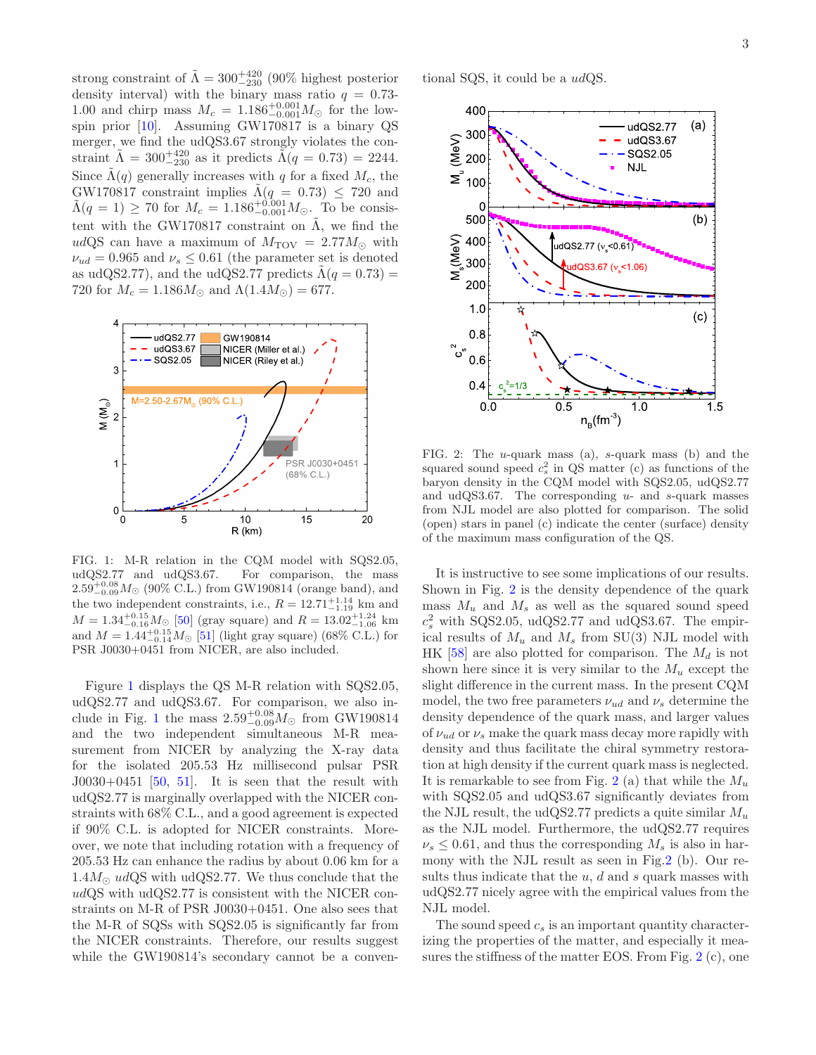strong constraint of $\tilde{\Lambda} = 300^{+420}_{-230}$ (90% highest posterior density interval) with the binary mass ratio $q = 0.73$-$1.00$ and chirp mass $M_c = 1.186^{+0.001}_{-0.001} M_\odot$ for the low-spin prior [10]. Assuming GW170817 is a binary QS merger, we find the udQS3.67 strongly violates the constraint $\tilde{\Lambda} = 300^{+420}_{-230}$ as it predicts $\tilde{\Lambda}(q = 0.73) = 2244$. Since $\tilde{\Lambda}(q)$ generally increases with $q$ for a fixed $M_c$, the GW170817 constraint implies $\tilde{\Lambda}(q = 0.73) \leq 720$ and $\tilde{\Lambda}(q = 1) \geq 70$ for $M_c = 1.186^{+0.001}_{-0.001} M_\odot$. To be consistent with the GW170817 constraint on $\tilde{\Lambda}$, we find the *ud*QS can have a maximum of $M_{\rm TOV} = 2.77 M_\odot$ with $\nu_{ud} = 0.965$ and $\nu_s \leq 0.61$ (the parameter set is denoted as udQS2.77), and the udQS2.77 predicts $\tilde{\Lambda}(q = 0.73) = 720$ for $M_c = 1.186 M_\odot$ and $\Lambda(1.4 M_\odot) = 677$.

FIG. 1: M-R relation in the CQM model with SQS2.05, udQS2.77 and udQS3.67. For comparison, the mass $2.59^{+0.08}_{-0.09} M_\odot$ (90% C.L.) from GW190814 (orange band), and the two independent constraints, i.e., $R = 12.71^{+1.14}_{-1.19}$ km and $M = 1.34^{+0.15}_{-0.16} M_\odot$ [50] (gray square) and $R = 13.02^{+1.24}_{-1.06}$ km and $M = 1.44^{+0.15}_{-0.14} M_\odot$ [51] (light gray square) (68% C.L.) for PSR J0030+0451 from NICER, are also included.

Figure 1 displays the QS M-R relation with SQS2.05, udQS2.77 and udQS3.67. For comparison, we also include in Fig. 1 the mass $2.59^{+0.08}_{-0.09} M_\odot$ from GW190814 and the two independent simultaneous M-R measurement from NICER by analyzing the X-ray data for the isolated 205.53 Hz millisecond pulsar PSR J0030+0451 [50, 51]. It is seen that the result with udQS2.77 is marginally overlapped with the NICER constraints with 68% C.L., and a good agreement is expected if 90% C.L. is adopted for NICER constraints. Moreover, we note that including rotation with a frequency of 205.53 Hz can enhance the radius by about 0.06 km for a $1.4 M_\odot$ *ud*QS with udQS2.77. We thus conclude that the *ud*QS with udQS2.77 is consistent with the NICER constraints on M-R of PSR J0030+0451. One also sees that the M-R of SQSs with SQS2.05 is significantly far from the NICER constraints. Therefore, our results suggest while the GW190814's secondary cannot be a conventional SQS, it could be a *ud*QS.

FIG. 2: The *u*-quark mass (a), *s*-quark mass (b) and the squared sound speed $c_s^2$ in QS matter (c) as functions of the baryon density in the CQM model with SQS2.05, udQS2.77 and udQS3.67. The corresponding *u*- and *s*-quark masses from NJL model are also plotted for comparison. The solid (open) stars in panel (c) indicate the center (surface) density of the maximum mass configuration of the QS.

It is instructive to see some implications of our results. Shown in Fig. 2 is the density dependence of the quark mass $M_u$ and $M_s$ as well as the squared sound speed $c_s^2$ with SQS2.05, udQS2.77 and udQS3.67. The empirical results of $M_u$ and $M_s$ from SU(3) NJL model with HK [58] are also plotted for comparison. The $M_d$ is not shown here since it is very similar to the $M_u$ except the slight difference in the current mass. In the present CQM model, the two free parameters $\nu_{ud}$ and $\nu_s$ determine the density dependence of the quark mass, and larger values of $\nu_{ud}$ or $\nu_s$ make the quark mass decay more rapidly with density and thus facilitate the chiral symmetry restoration at high density if the current quark mass is neglected. It is remarkable to see from Fig. 2 (a) that while the $M_u$ with SQS2.05 and udQS3.67 significantly deviates from the NJL result, the udQS2.77 predicts a quite similar $M_u$ as the NJL model. Furthermore, the udQS2.77 requires $\nu_s \leq 0.61$, and thus the corresponding $M_s$ is also in harmony with the NJL result as seen in Fig.2 (b). Our results thus indicate that the *u*, *d* and *s* quark masses with udQS2.77 nicely agree with the empirical values from the NJL model.

The sound speed $c_s$ is an important quantity characterizing the properties of the matter, and especially it measures the stiffness of the matter EOS. From Fig. 2 (c), one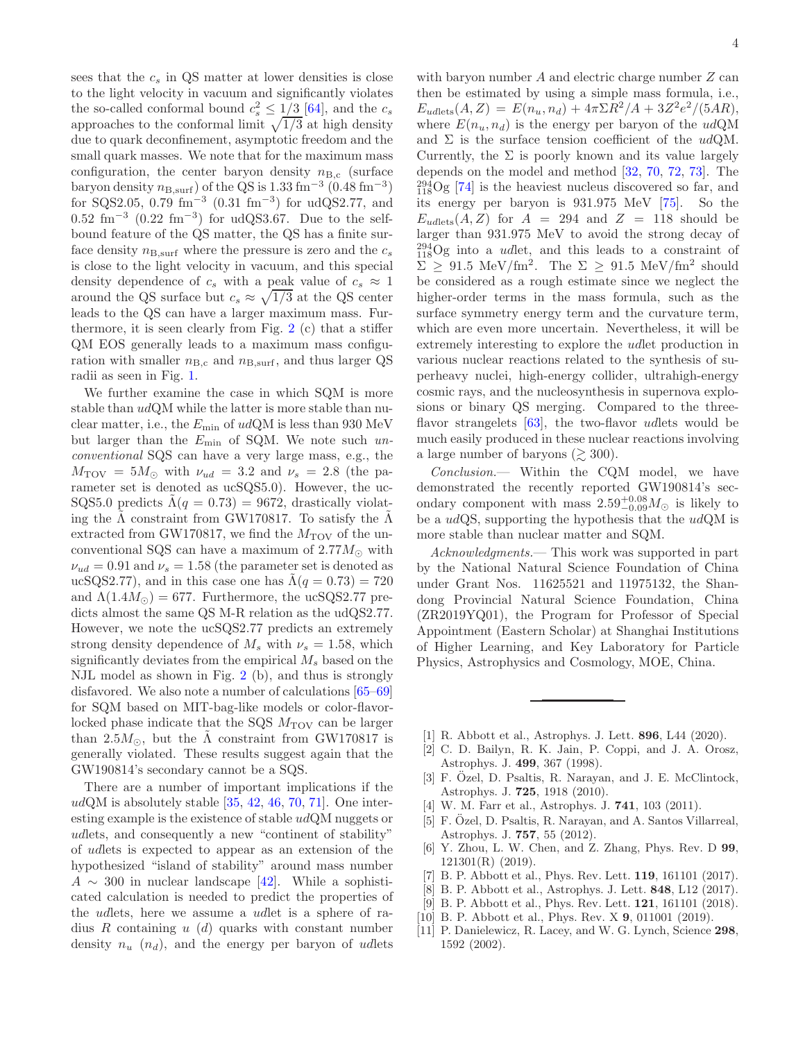sees that the $c_s$ in QS matter at lower densities is close to the light velocity in vacuum and significantly violates the so-called conformal bound $c_s^2 \leq 1/3$ [64], and the $c_s$ approaches to the conformal limit $\sqrt{1/3}$ at high density due to quark deconfinement, asymptotic freedom and the small quark masses. We note that for the maximum mass configuration, the center baryon density $n_{\rm B,c}$ (surface baryon density $n_{\rm B,surf}$) of the QS is 1.33 fm$^{-3}$ (0.48 fm$^{-3}$) for SQS2.05, 0.79 fm$^{-3}$ (0.31 fm$^{-3}$) for udQS2.77, and 0.52 fm$^{-3}$ (0.22 fm$^{-3}$) for udQS3.67. Due to the self-bound feature of the QS matter, the QS has a finite surface density $n_{\rm B,surf}$ where the pressure is zero and the $c_s$ is close to the light velocity in vacuum, and this special density dependence of $c_s$ with a peak value of $c_s \approx 1$ around the QS surface but $c_s \approx \sqrt{1/3}$ at the QS center leads to the QS can have a larger maximum mass. Furthermore, it is seen clearly from Fig. 2 (c) that a stiffer QM EOS generally leads to a maximum mass configuration with smaller $n_{\rm B,c}$ and $n_{\rm B,surf}$, and thus larger QS radii as seen in Fig. 1.

We further examine the case in which SQM is more stable than *ud*QM while the latter is more stable than nuclear matter, i.e., the $E_{\rm min}$ of *ud*QM is less than 930 MeV but larger than the $E_{\rm min}$ of SQM. We note such *unconventional* SQS can have a very large mass, e.g., the $M_{\rm TOV} = 5M_\odot$ with $\nu_{ud} = 3.2$ and $\nu_s = 2.8$ (the parameter set is denoted as ucSQS5.0). However, the ucSQS5.0 predicts $\tilde{\Lambda}(q = 0.73) = 9672$, drastically violating the $\tilde{\Lambda}$ constraint from GW170817. To satisfy the $\tilde{\Lambda}$ extracted from GW170817, we find the $M_{\rm TOV}$ of the unconventional SQS can have a maximum of $2.77M_\odot$ with $\nu_{ud} = 0.91$ and $\nu_s = 1.58$ (the parameter set is denoted as ucSQS2.77), and in this case one has $\tilde{\Lambda}(q = 0.73) = 720$ and $\Lambda(1.4M_\odot) = 677$. Furthermore, the ucSQS2.77 predicts almost the same QS M-R relation as the udQS2.77. However, we note the ucSQS2.77 predicts an extremely strong density dependence of $M_s$ with $\nu_s = 1.58$, which significantly deviates from the empirical $M_s$ based on the NJL model as shown in Fig. 2 (b), and thus is strongly disfavored. We also note a number of calculations [65–69] for SQM based on MIT-bag-like models or color-flavor-locked phase indicate that the SQS $M_{\rm TOV}$ can be larger than $2.5M_\odot$, but the $\tilde{\Lambda}$ constraint from GW170817 is generally violated. These results suggest again that the GW190814's secondary cannot be a SQS.

There are a number of important implications if the *ud*QM is absolutely stable [35, 42, 46, 70, 71]. One interesting example is the existence of stable *ud*QM nuggets or *ud*lets, and consequently a new "continent of stability" of *ud*lets is expected to appear as an extension of the hypothesized "island of stability" around mass number $A \sim 300$ in nuclear landscape [42]. While a sophisticated calculation is needed to predict the properties of the *ud*lets, here we assume a *ud*let is a sphere of radius $R$ containing $u$ ($d$) quarks with constant number density $n_u$ ($n_d$), and the energy per baryon of *ud*lets with baryon number $A$ and electric charge number $Z$ can then be estimated by using a simple mass formula, i.e., $E_{ud{\rm lets}}(A, Z) = E(n_u, n_d) + 4\pi\Sigma R^2/A + 3Z^2e^2/(5AR)$, where $E(n_u, n_d)$ is the energy per baryon of the *ud*QM and $\Sigma$ is the surface tension coefficient of the *ud*QM. Currently, the $\Sigma$ is poorly known and its value largely depends on the model and method [32, 70, 72, 73]. The $^{294}_{118}$Og [74] is the heaviest nucleus discovered so far, and its energy per baryon is 931.975 MeV [75]. So the $E_{ud{\rm lets}}(A, Z)$ for $A = 294$ and $Z = 118$ should be larger than 931.975 MeV to avoid the strong decay of $^{294}_{118}$Og into a *ud*let, and this leads to a constraint of $\Sigma \geq 91.5$ MeV/fm$^2$. The $\Sigma \geq 91.5$ MeV/fm$^2$ should be considered as a rough estimate since we neglect the higher-order terms in the mass formula, such as the surface symmetry energy term and the curvature term, which are even more uncertain. Nevertheless, it will be extremely interesting to explore the *ud*let production in various nuclear reactions related to the synthesis of superheavy nuclei, high-energy collider, ultrahigh-energy cosmic rays, and the nucleosynthesis in supernova explosions or binary QS merging. Compared to the three-flavor strangelets [63], the two-flavor *ud*lets would be much easily produced in these nuclear reactions involving a large number of baryons ($\gtrsim 300$).

*Conclusion.*— Within the CQM model, we have demonstrated the recently reported GW190814's secondary component with mass $2.59^{+0.08}_{-0.09}M_\odot$ is likely to be a *ud*QS, supporting the hypothesis that the *ud*QM is more stable than nuclear matter and SQM.

*Acknowledgments.*— This work was supported in part by the National Natural Science Foundation of China under Grant Nos. 11625521 and 11975132, the Shandong Provincial Natural Science Foundation, China (ZR2019YQ01), the Program for Professor of Special Appointment (Eastern Scholar) at Shanghai Institutions of Higher Learning, and Key Laboratory for Particle Physics, Astrophysics and Cosmology, MOE, China.

---

- [1] R. Abbott et al., Astrophys. J. Lett. **896**, L44 (2020).
- [2] C. D. Bailyn, R. K. Jain, P. Coppi, and J. A. Orosz, Astrophys. J. **499**, 367 (1998).
- [3] F. Özel, D. Psaltis, R. Narayan, and J. E. McClintock, Astrophys. J. **725**, 1918 (2010).
- [4] W. M. Farr et al., Astrophys. J. **741**, 103 (2011).
- [5] F. Özel, D. Psaltis, R. Narayan, and A. Santos Villarreal, Astrophys. J. **757**, 55 (2012).
- [6] Y. Zhou, L. W. Chen, and Z. Zhang, Phys. Rev. D **99**, 121301(R) (2019).
- [7] B. P. Abbott et al., Phys. Rev. Lett. **119**, 161101 (2017).
- [8] B. P. Abbott et al., Astrophys. J. Lett. **848**, L12 (2017).
- [9] B. P. Abbott et al., Phys. Rev. Lett. **121**, 161101 (2018).
- [10] B. P. Abbott et al., Phys. Rev. X **9**, 011001 (2019).
- [11] P. Danielewicz, R. Lacey, and W. G. Lynch, Science **298**, 1592 (2002).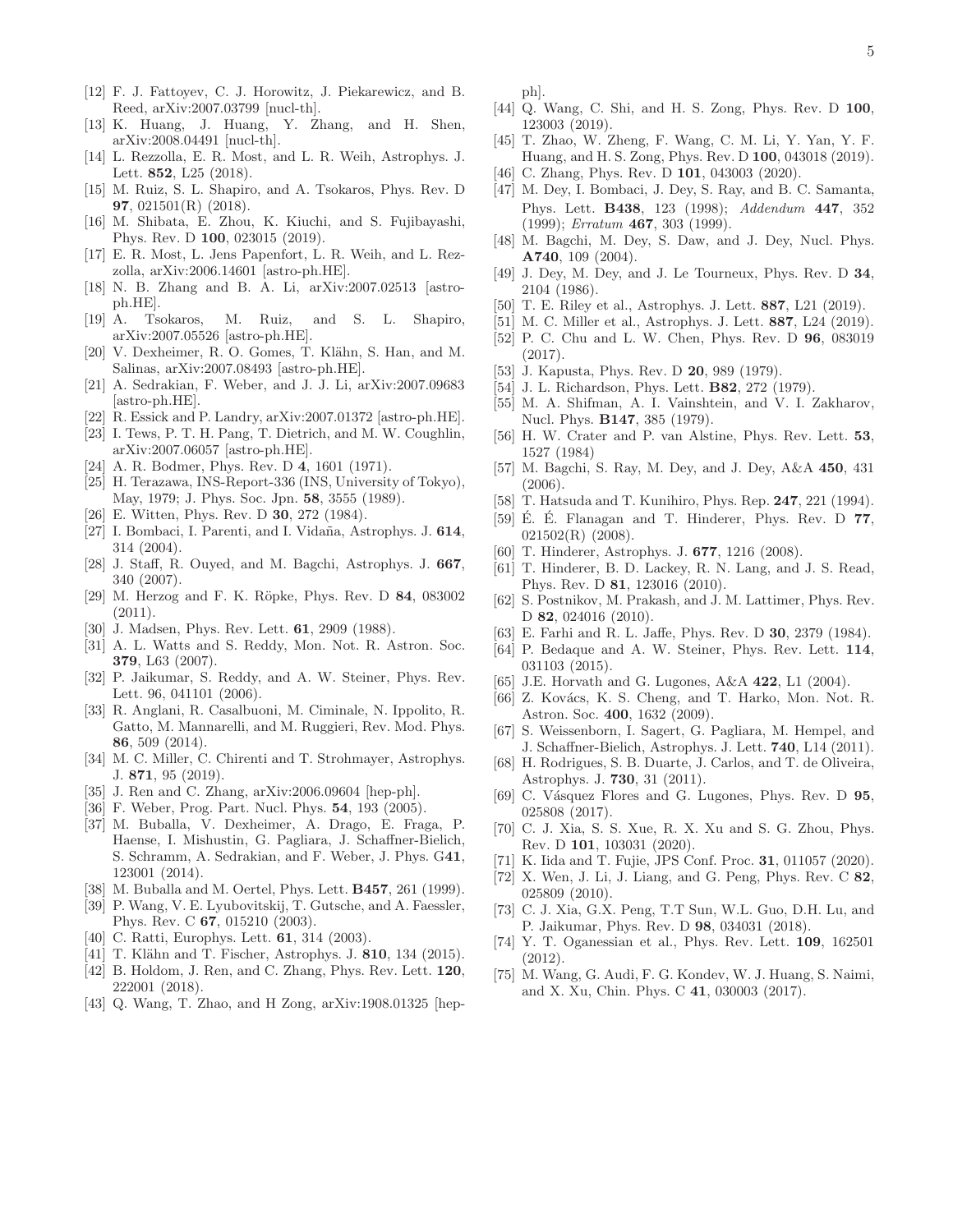[12] F. J. Fattoyev, C. J. Horowitz, J. Piekarewicz, and B. Reed, arXiv:2007.03799 [nucl-th].

[13] K. Huang, J. Huang, Y. Zhang, and H. Shen, arXiv:2008.04491 [nucl-th].

[14] L. Rezzolla, E. R. Most, and L. R. Weih, Astrophys. J. Lett. **852**, L25 (2018).

[15] M. Ruiz, S. L. Shapiro, and A. Tsokaros, Phys. Rev. D **97**, 021501(R) (2018).

[16] M. Shibata, E. Zhou, K. Kiuchi, and S. Fujibayashi, Phys. Rev. D **100**, 023015 (2019).

[17] E. R. Most, L. Jens Papenfort, L. R. Weih, and L. Rezzolla, arXiv:2006.14601 [astro-ph.HE].

[18] N. B. Zhang and B. A. Li, arXiv:2007.02513 [astro-ph.HE].

[19] A. Tsokaros, M. Ruiz, and S. L. Shapiro, arXiv:2007.05526 [astro-ph.HE].

[20] V. Dexheimer, R. O. Gomes, T. Klähn, S. Han, and M. Salinas, arXiv:2007.08493 [astro-ph.HE].

[21] A. Sedrakian, F. Weber, and J. J. Li, arXiv:2007.09683 [astro-ph.HE].

[22] R. Essick and P. Landry, arXiv:2007.01372 [astro-ph.HE].

[23] I. Tews, P. T. H. Pang, T. Dietrich, and M. W. Coughlin, arXiv:2007.06057 [astro-ph.HE].

[24] A. R. Bodmer, Phys. Rev. D **4**, 1601 (1971).

[25] H. Terazawa, INS-Report-336 (INS, University of Tokyo), May, 1979; J. Phys. Soc. Jpn. **58**, 3555 (1989).

[26] E. Witten, Phys. Rev. D **30**, 272 (1984).

[27] I. Bombaci, I. Parenti, and I. Vidaña, Astrophys. J. **614**, 314 (2004).

[28] J. Staff, R. Ouyed, and M. Bagchi, Astrophys. J. **667**, 340 (2007).

[29] M. Herzog and F. K. Röpke, Phys. Rev. D **84**, 083002 (2011).

[30] J. Madsen, Phys. Rev. Lett. **61**, 2909 (1988).

[31] A. L. Watts and S. Reddy, Mon. Not. R. Astron. Soc. **379**, L63 (2007).

[32] P. Jaikumar, S. Reddy, and A. W. Steiner, Phys. Rev. Lett. 96, 041101 (2006).

[33] R. Anglani, R. Casalbuoni, M. Ciminale, N. Ippolito, R. Gatto, M. Mannarelli, and M. Ruggieri, Rev. Mod. Phys. **86**, 509 (2014).

[34] M. C. Miller, C. Chirenti and T. Strohmayer, Astrophys. J. **871**, 95 (2019).

[35] J. Ren and C. Zhang, arXiv:2006.09604 [hep-ph].

[36] F. Weber, Prog. Part. Nucl. Phys. **54**, 193 (2005).

[37] M. Buballa, V. Dexheimer, A. Drago, E. Fraga, P. Haense, I. Mishustin, G. Pagliara, J. Schaffner-Bielich, S. Schramm, A. Sedrakian, and F. Weber, J. Phys. G**41**, 123001 (2014).

[38] M. Buballa and M. Oertel, Phys. Lett. **B457**, 261 (1999).

[39] P. Wang, V. E. Lyubovitskij, T. Gutsche, and A. Faessler, Phys. Rev. C **67**, 015210 (2003).

[40] C. Ratti, Europhys. Lett. **61**, 314 (2003).

[41] T. Klähn and T. Fischer, Astrophys. J. **810**, 134 (2015).

[42] B. Holdom, J. Ren, and C. Zhang, Phys. Rev. Lett. **120**, 222001 (2018).

[43] Q. Wang, T. Zhao, and H Zong, arXiv:1908.01325 [hep-ph].

[44] Q. Wang, C. Shi, and H. S. Zong, Phys. Rev. D **100**, 123003 (2019).

[45] T. Zhao, W. Zheng, F. Wang, C. M. Li, Y. Yan, Y. F. Huang, and H. S. Zong, Phys. Rev. D **100**, 043018 (2019).

[46] C. Zhang, Phys. Rev. D **101**, 043003 (2020).

[47] M. Dey, I. Bombaci, J. Dey, S. Ray, and B. C. Samanta, Phys. Lett. **B438**, 123 (1998); *Addendum* **447**, 352 (1999); *Erratum* **467**, 303 (1999).

[48] M. Bagchi, M. Dey, S. Daw, and J. Dey, Nucl. Phys. **A740**, 109 (2004).

[49] J. Dey, M. Dey, and J. Le Tourneux, Phys. Rev. D **34**, 2104 (1986).

[50] T. E. Riley et al., Astrophys. J. Lett. **887**, L21 (2019).

[51] M. C. Miller et al., Astrophys. J. Lett. **887**, L24 (2019).

[52] P. C. Chu and L. W. Chen, Phys. Rev. D **96**, 083019 (2017).

[53] J. Kapusta, Phys. Rev. D **20**, 989 (1979).

[54] J. L. Richardson, Phys. Lett. **B82**, 272 (1979).

[55] M. A. Shifman, A. I. Vainshtein, and V. I. Zakharov, Nucl. Phys. **B147**, 385 (1979).

[56] H. W. Crater and P. van Alstine, Phys. Rev. Lett. **53**, 1527 (1984)

[57] M. Bagchi, S. Ray, M. Dey, and J. Dey, A&A **450**, 431 (2006).

[58] T. Hatsuda and T. Kunihiro, Phys. Rep. **247**, 221 (1994).

[59] É. É. Flanagan and T. Hinderer, Phys. Rev. D **77**, 021502(R) (2008).

[60] T. Hinderer, Astrophys. J. **677**, 1216 (2008).

[61] T. Hinderer, B. D. Lackey, R. N. Lang, and J. S. Read, Phys. Rev. D **81**, 123016 (2010).

[62] S. Postnikov, M. Prakash, and J. M. Lattimer, Phys. Rev. D **82**, 024016 (2010).

[63] E. Farhi and R. L. Jaffe, Phys. Rev. D **30**, 2379 (1984).

[64] P. Bedaque and A. W. Steiner, Phys. Rev. Lett. **114**, 031103 (2015).

[65] J.E. Horvath and G. Lugones, A&A **422**, L1 (2004).

[66] Z. Kovács, K. S. Cheng, and T. Harko, Mon. Not. R. Astron. Soc. **400**, 1632 (2009).

[67] S. Weissenborn, I. Sagert, G. Pagliara, M. Hempel, and J. Schaffner-Bielich, Astrophys. J. Lett. **740**, L14 (2011).

[68] H. Rodrigues, S. B. Duarte, J. Carlos, and T. de Oliveira, Astrophys. J. **730**, 31 (2011).

[69] C. Vásquez Flores and G. Lugones, Phys. Rev. D **95**, 025808 (2017).

[70] C. J. Xia, S. S. Xue, R. X. Xu and S. G. Zhou, Phys. Rev. D **101**, 103031 (2020).

[71] K. Iida and T. Fujie, JPS Conf. Proc. **31**, 011057 (2020).

[72] X. Wen, J. Li, J. Liang, and G. Peng, Phys. Rev. C **82**, 025809 (2010).

[73] C. J. Xia, G.X. Peng, T.T Sun, W.L. Guo, D.H. Lu, and P. Jaikumar, Phys. Rev. D **98**, 034031 (2018).

[74] Y. T. Oganessian et al., Phys. Rev. Lett. **109**, 162501 (2012).

[75] M. Wang, G. Audi, F. G. Kondev, W. J. Huang, S. Naimi, and X. Xu, Chin. Phys. C **41**, 030003 (2017).